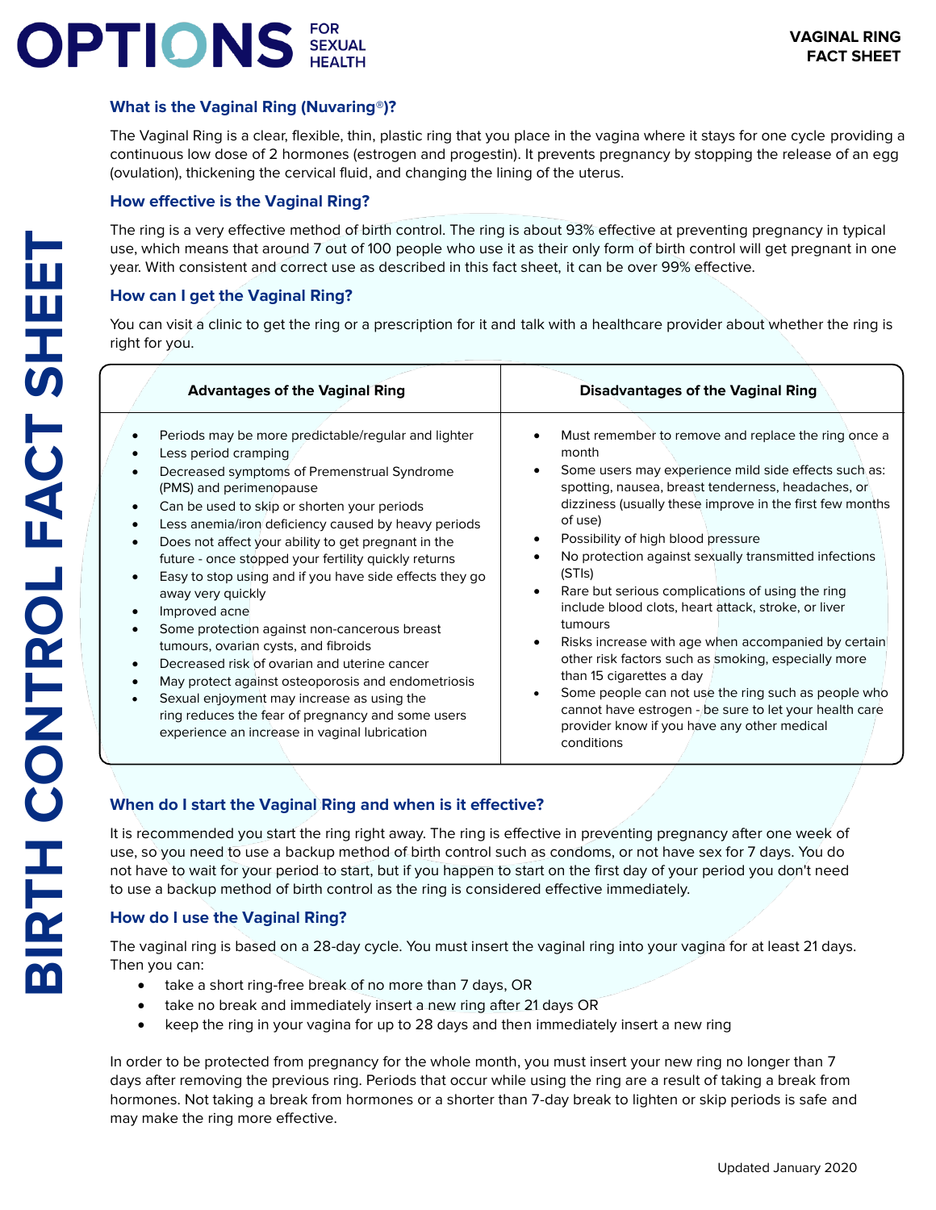# OPTIONS FOR SEXUAL HEALTH

## VAGINAL RING FACT SHEET

## BIRTH CONTROL FACT SHEET

### What is the Vaginal Ring (Nuvaring®)?

The Vaginal Ring is a clear, flexible, thin, plastic ring that you place in the vagina where it stays for one cycle providing a continuous low dose of 2 hormones (estrogen and progestin). It prevents pregnancy by stopping the release of an egg (ovulation), thickening the cervical fluid, and changing the lining of the uterus.

### How effective is the Vaginal Ring?

The ring is a very effective method of birth control. The ring is about 93% effective at preventing pregnancy in typical use, which means that around 7 out of 100 people who use it as their only form of birth control will get pregnant in one year. With consistent and correct use as described in this fact sheet, it can be over 99% effective.

### How can I get the Vaginal Ring?

You can visit a clinic to get the ring or a prescription for it and talk with a healthcare provider about whether the ring is right for you.

| Advantages of the Vaginal Ring | Disadvantages of the Vaginal Ring |
|---|---|
| • Periods may be more predictable/regular and lighter<br>• Less period cramping<br>• Decreased symptoms of Premenstrual Syndrome (PMS) and perimenopause<br>• Can be used to skip or shorten your periods<br>• Less anemia/iron deficiency caused by heavy periods<br>• Does not affect your ability to get pregnant in the future - once stopped your fertility quickly returns<br>• Easy to stop using and if you have side effects they go away very quickly<br>• Improved acne<br>• Some protection against non-cancerous breast tumours, ovarian cysts, and fibroids<br>• Decreased risk of ovarian and uterine cancer<br>• May protect against osteoporosis and endometriosis<br>• Sexual enjoyment may increase as using the ring reduces the fear of pregnancy and some users experience an increase in vaginal lubrication | • Must remember to remove and replace the ring once a month<br>• Some users may experience mild side effects such as: spotting, nausea, breast tenderness, headaches, or dizziness (usually these improve in the first few months of use)<br>• Possibility of high blood pressure<br>• No protection against sexually transmitted infections (STIs)<br>• Rare but serious complications of using the ring include blood clots, heart attack, stroke, or liver tumours<br>• Risks increase with age when accompanied by certain other risk factors such as smoking, especially more than 15 cigarettes a day<br>• Some people can not use the ring such as people who cannot have estrogen - be sure to let your health care provider know if you have any other medical conditions |

### When do I start the Vaginal Ring and when is it effective?

It is recommended you start the ring right away. The ring is effective in preventing pregnancy after one week of use, so you need to use a backup method of birth control such as condoms, or not have sex for 7 days. You do not have to wait for your period to start, but if you happen to start on the first day of your period you don't need to use a backup method of birth control as the ring is considered effective immediately.

### How do I use the Vaginal Ring?

The vaginal ring is based on a 28-day cycle. You must insert the vaginal ring into your vagina for at least 21 days. Then you can:

- take a short ring-free break of no more than 7 days, OR
- take no break and immediately insert a new ring after 21 days OR
- keep the ring in your vagina for up to 28 days and then immediately insert a new ring

In order to be protected from pregnancy for the whole month, you must insert your new ring no longer than 7 days after removing the previous ring. Periods that occur while using the ring are a result of taking a break from hormones. Not taking a break from hormones or a shorter than 7-day break to lighten or skip periods is safe and may make the ring more effective.

Updated January 2020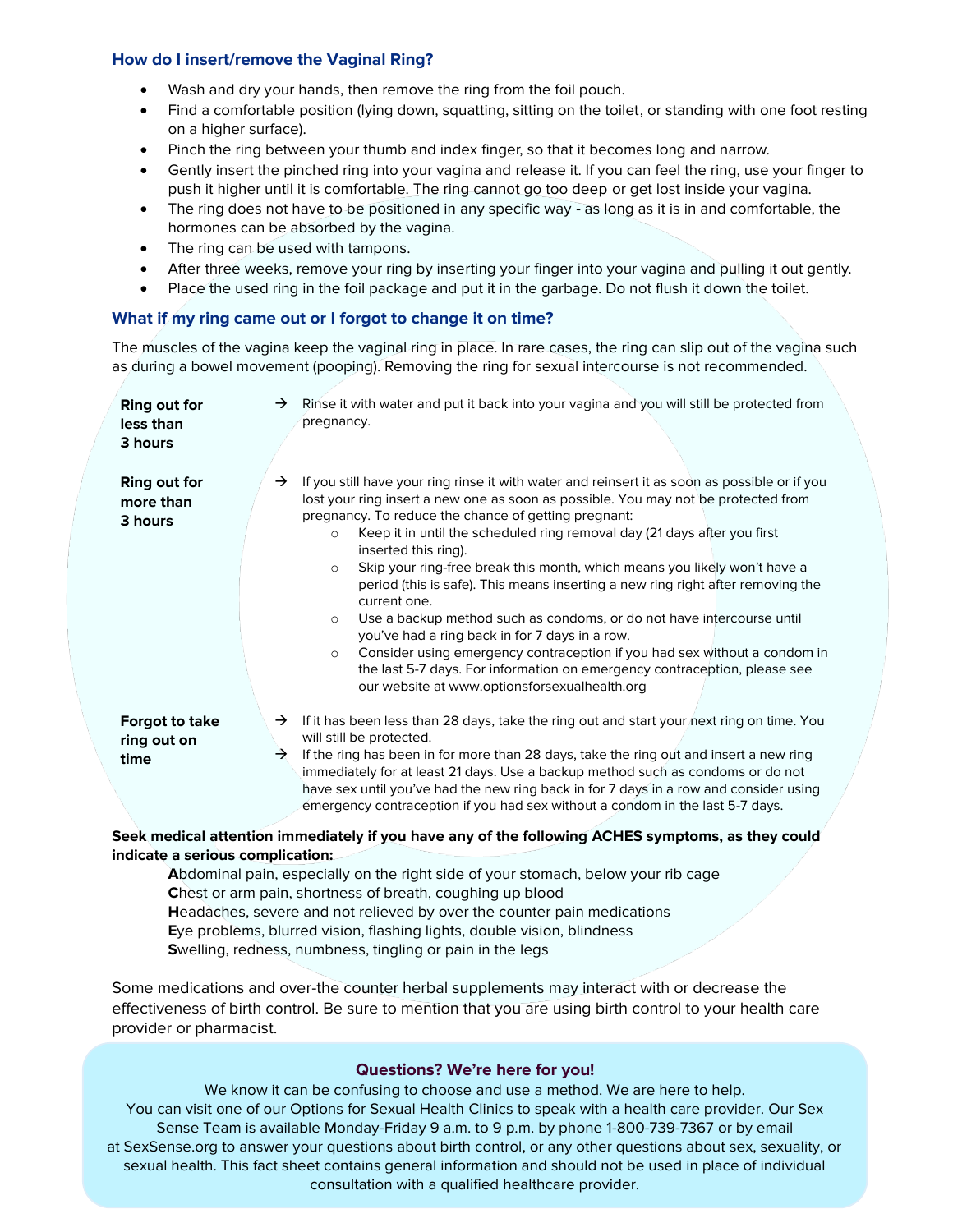## How do I insert/remove the Vaginal Ring?

- Wash and dry your hands, then remove the ring from the foil pouch.
- Find a comfortable position (lying down, squatting, sitting on the toilet, or standing with one foot resting on a higher surface).
- Pinch the ring between your thumb and index finger, so that it becomes long and narrow.
- Gently insert the pinched ring into your vagina and release it. If you can feel the ring, use your finger to push it higher until it is comfortable. The ring cannot go too deep or get lost inside your vagina.
- The ring does not have to be positioned in any specific way - as long as it is in and comfortable, the hormones can be absorbed by the vagina.
- The ring can be used with tampons.
- After three weeks, remove your ring by inserting your finger into your vagina and pulling it out gently.
- Place the used ring in the foil package and put it in the garbage. Do not flush it down the toilet.

## What if my ring came out or I forgot to change it on time?

The muscles of the vagina keep the vaginal ring in place. In rare cases, the ring can slip out of the vagina such as during a bowel movement (pooping). Removing the ring for sexual intercourse is not recommended.

**Ring out for less than 3 hours**

→ Rinse it with water and put it back into your vagina and you will still be protected from pregnancy.

**Ring out for more than 3 hours**

→ If you still have your ring rinse it with water and reinsert it as soon as possible or if you lost your ring insert a new one as soon as possible. You may not be protected from pregnancy. To reduce the chance of getting pregnant:

- Keep it in until the scheduled ring removal day (21 days after you first inserted this ring).
- Skip your ring-free break this month, which means you likely won't have a period (this is safe). This means inserting a new ring right after removing the current one.
- Use a backup method such as condoms, or do not have intercourse until you've had a ring back in for 7 days in a row.
- Consider using emergency contraception if you had sex without a condom in the last 5-7 days. For information on emergency contraception, please see our website at www.optionsforsexualhealth.org

**Forgot to take ring out on time**

→ If it has been less than 28 days, take the ring out and start your next ring on time. You will still be protected.

→ If the ring has been in for more than 28 days, take the ring out and insert a new ring immediately for at least 21 days. Use a backup method such as condoms or do not have sex until you've had the new ring back in for 7 days in a row and consider using emergency contraception if you had sex without a condom in the last 5-7 days.

**Seek medical attention immediately if you have any of the following ACHES symptoms, as they could indicate a serious complication:**

**A**bdominal pain, especially on the right side of your stomach, below your rib cage
**C**hest or arm pain, shortness of breath, coughing up blood
**H**eadaches, severe and not relieved by over the counter pain medications
**E**ye problems, blurred vision, flashing lights, double vision, blindness
**S**welling, redness, numbness, tingling or pain in the legs

Some medications and over-the counter herbal supplements may interact with or decrease the effectiveness of birth control. Be sure to mention that you are using birth control to your health care provider or pharmacist.

### Questions? We're here for you!

We know it can be confusing to choose and use a method. We are here to help.
You can visit one of our Options for Sexual Health Clinics to speak with a health care provider. Our Sex Sense Team is available Monday-Friday 9 a.m. to 9 p.m. by phone 1-800-739-7367 or by email at SexSense.org to answer your questions about birth control, or any other questions about sex, sexuality, or sexual health. This fact sheet contains general information and should not be used in place of individual consultation with a qualified healthcare provider.